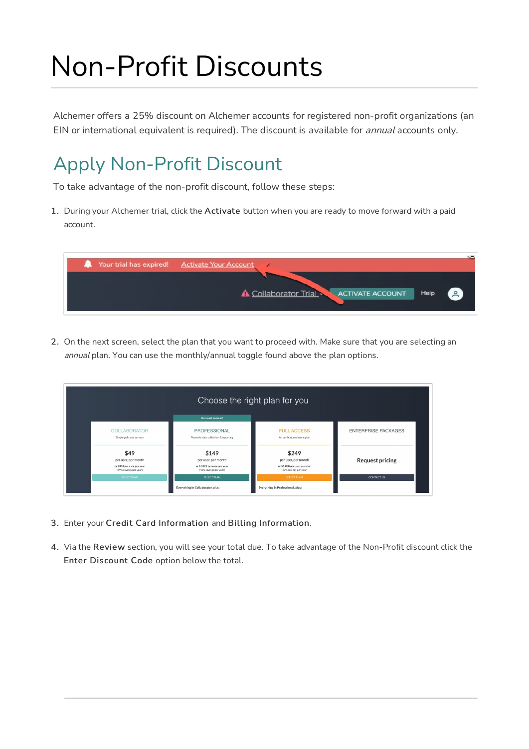# Non-Profit Discounts

Alchemer offers a 25% discount on Alchemer accounts for registered non-profit organizations (an EIN or international equivalent is required). The discount is available for *annual* accounts only.

## Apply Non-Profit Discount

To take advantage of the non-profit discount, follow these steps:

1. During your Alchemer trial, click the **Activate** button when you are ready to move forward with a paid account.

2. On the next screen, select the plan that you want to proceed with. Make sure that you are selecting an *annual* plan. You can use the monthly/annual toggle found above the plan options.

3. Enter your **Credit Card Information** and **Billing Information**.

4. Via the **Review** section, you will see your total due. To take advantage of the Non-Profit discount click the **Enter Discount Code** option below the total.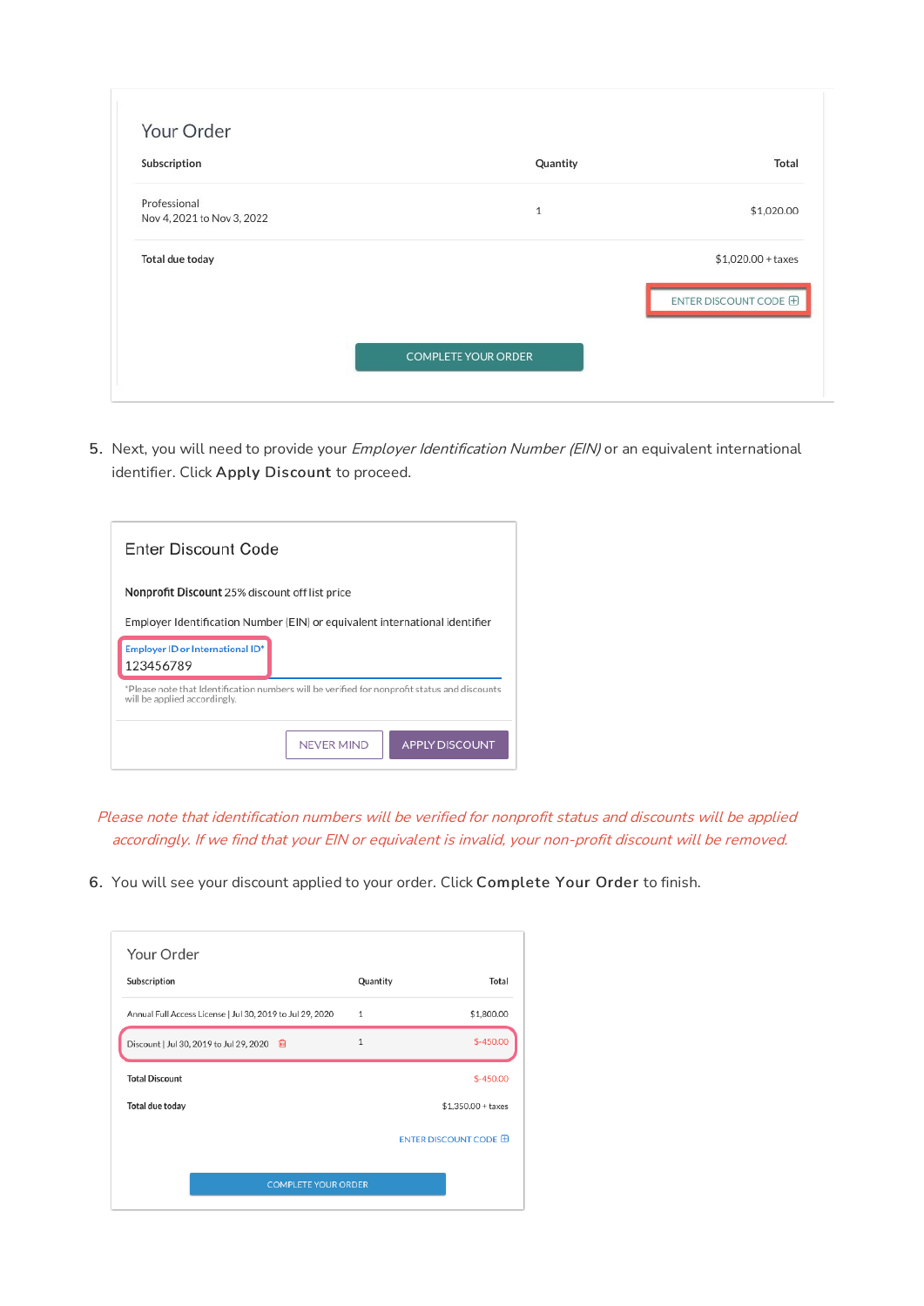## Your Order

| Subscription | Quantity | Total |
| --- | --- | --- |
| Professional<br>Nov 4, 2021 to Nov 3, 2022 | 1 | $1,020.00 |
| Total due today | | $1,020.00 + taxes |

ENTER DISCOUNT CODE ⊞

COMPLETE YOUR ORDER

5. Next, you will need to provide your *Employer Identification Number (EIN)* or an equivalent international identifier. Click **Apply Discount** to proceed.

## Enter Discount Code

**Nonprofit Discount** 25% discount off list price

Employer Identification Number (EIN) or equivalent international identifier

Employer ID or International ID*
123456789

*Please note that Identification numbers will be verified for nonprofit status and discounts will be applied accordingly.

NEVER MIND    APPLY DISCOUNT

*Please note that identification numbers will be verified for nonprofit status and discounts will be applied accordingly. If we find that your EIN or equivalent is invalid, your non-profit discount will be removed.*

6. You will see your discount applied to your order. Click **Complete Your Order** to finish.

## Your Order

| Subscription | Quantity | Total |
| --- | --- | --- |
| Annual Full Access License \| Jul 30, 2019 to Jul 29, 2020 | 1 | $1,800.00 |
| Discount \| Jul 30, 2019 to Jul 29, 2020 | 1 | $-450.00 |
| Total Discount | | $-450.00 |
| Total due today | | $1,350.00 + taxes |

ENTER DISCOUNT CODE ⊞

COMPLETE YOUR ORDER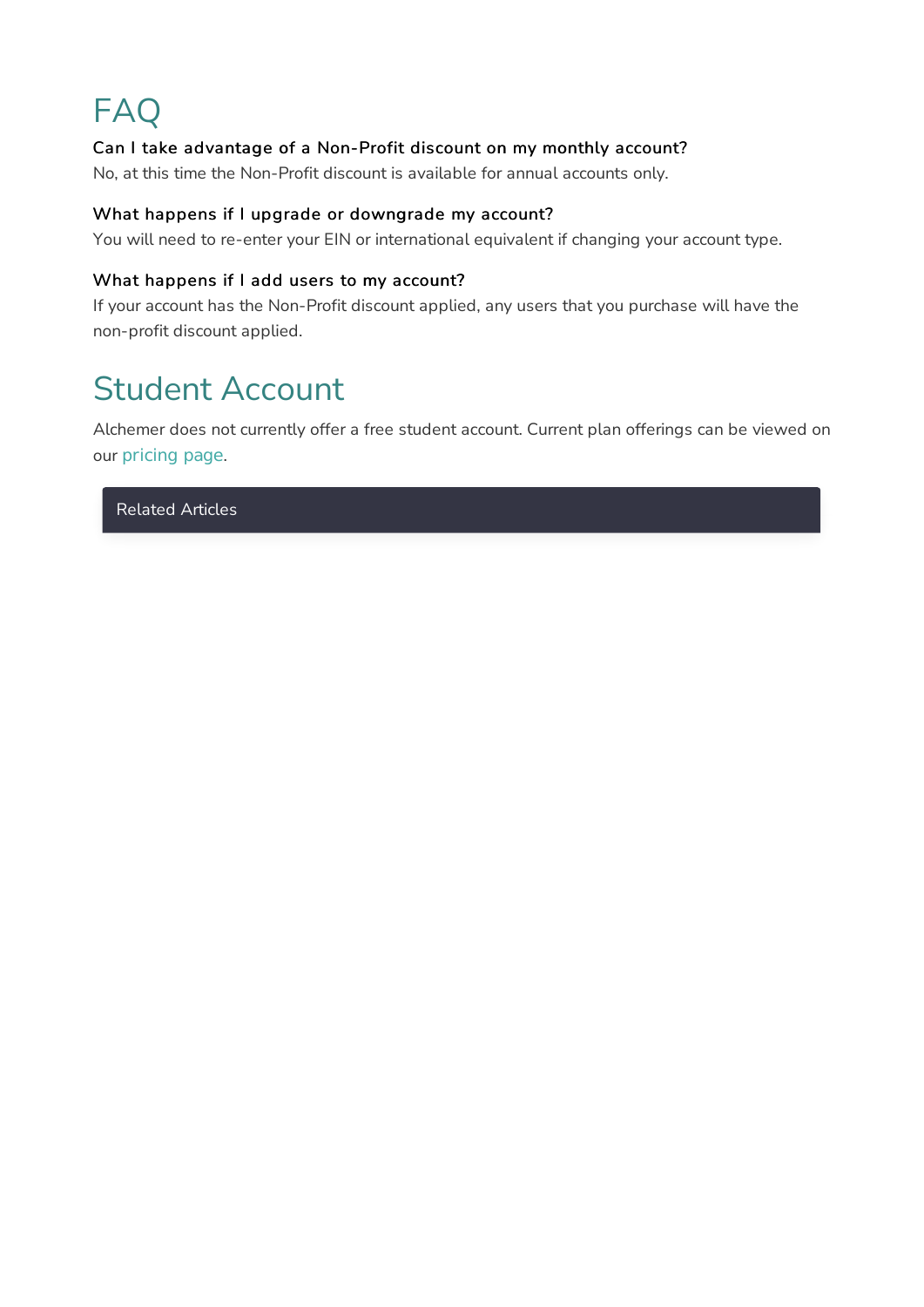# FAQ

**Can I take advantage of a Non-Profit discount on my monthly account?**

No, at this time the Non-Profit discount is available for annual accounts only.

**What happens if I upgrade or downgrade my account?**

You will need to re-enter your EIN or international equivalent if changing your account type.

**What happens if I add users to my account?**

If your account has the Non-Profit discount applied, any users that you purchase will have the non-profit discount applied.

# Student Account

Alchemer does not currently offer a free student account. Current plan offerings can be viewed on our pricing page.

Related Articles